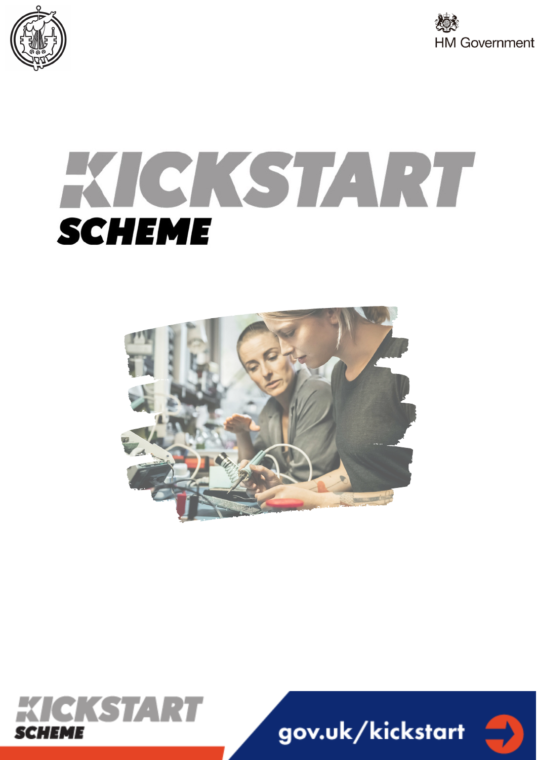HM Government

# KICKSTART SCHEME

KICKSTART SCHEME

gov.uk/kickstart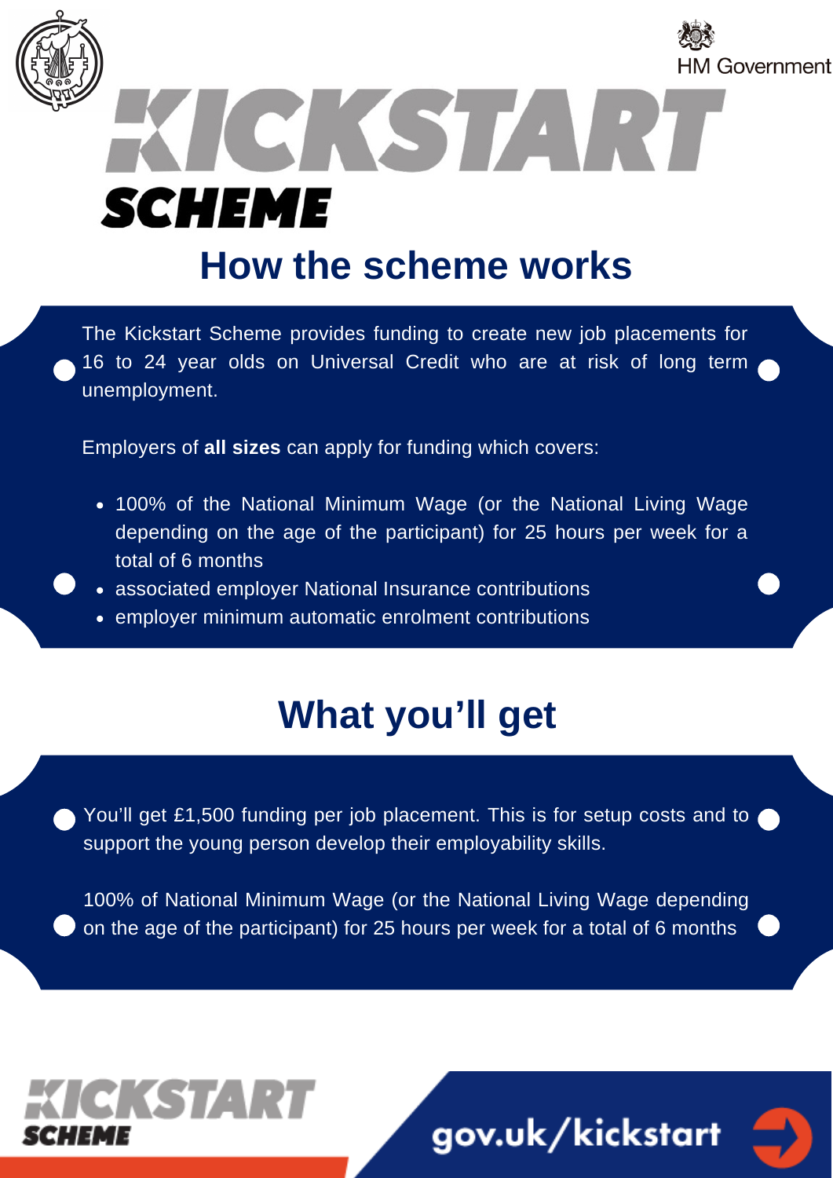HM Government

# KICKSTART SCHEME

## How the scheme works

The Kickstart Scheme provides funding to create new job placements for 16 to 24 year olds on Universal Credit who are at risk of long term unemployment.

Employers of **all sizes** can apply for funding which covers:

- 100% of the National Minimum Wage (or the National Living Wage depending on the age of the participant) for 25 hours per week for a total of 6 months
- associated employer National Insurance contributions
- employer minimum automatic enrolment contributions

## What you'll get

You'll get £1,500 funding per job placement. This is for setup costs and to support the young person develop their employability skills.

100% of National Minimum Wage (or the National Living Wage depending on the age of the participant) for 25 hours per week for a total of 6 months

KICKSTART SCHEME

gov.uk/kickstart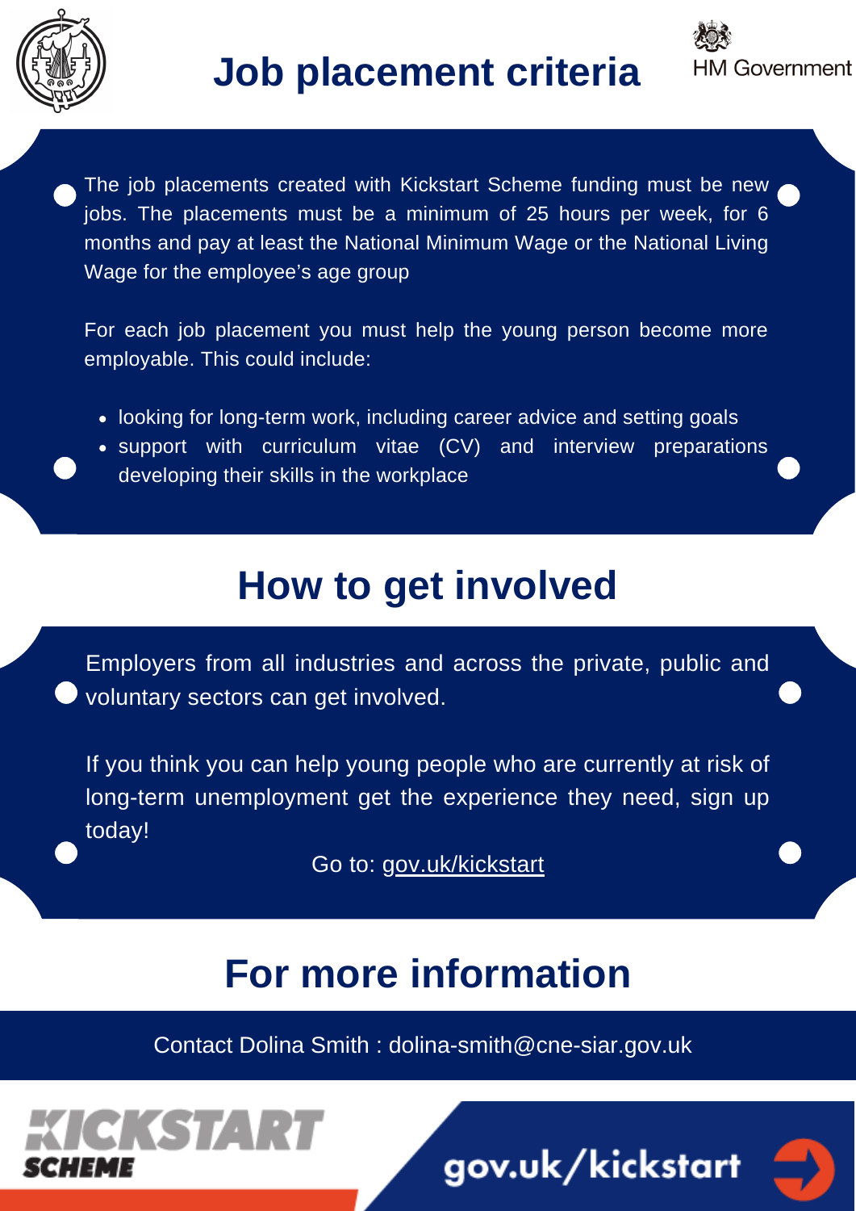# Job placement criteria

The job placements created with Kickstart Scheme funding must be new jobs. The placements must be a minimum of 25 hours per week, for 6 months and pay at least the National Minimum Wage or the National Living Wage for the employee's age group

For each job placement you must help the young person become more employable. This could include:

- looking for long-term work, including career advice and setting goals
- support with curriculum vitae (CV) and interview preparations developing their skills in the workplace

# How to get involved

Employers from all industries and across the private, public and voluntary sectors can get involved.

If you think you can help young people who are currently at risk of long-term unemployment get the experience they need, sign up today!

Go to: gov.uk/kickstart

# For more information

Contact Dolina Smith : dolina-smith@cne-siar.gov.uk

KICKSTART SCHEME

gov.uk/kickstart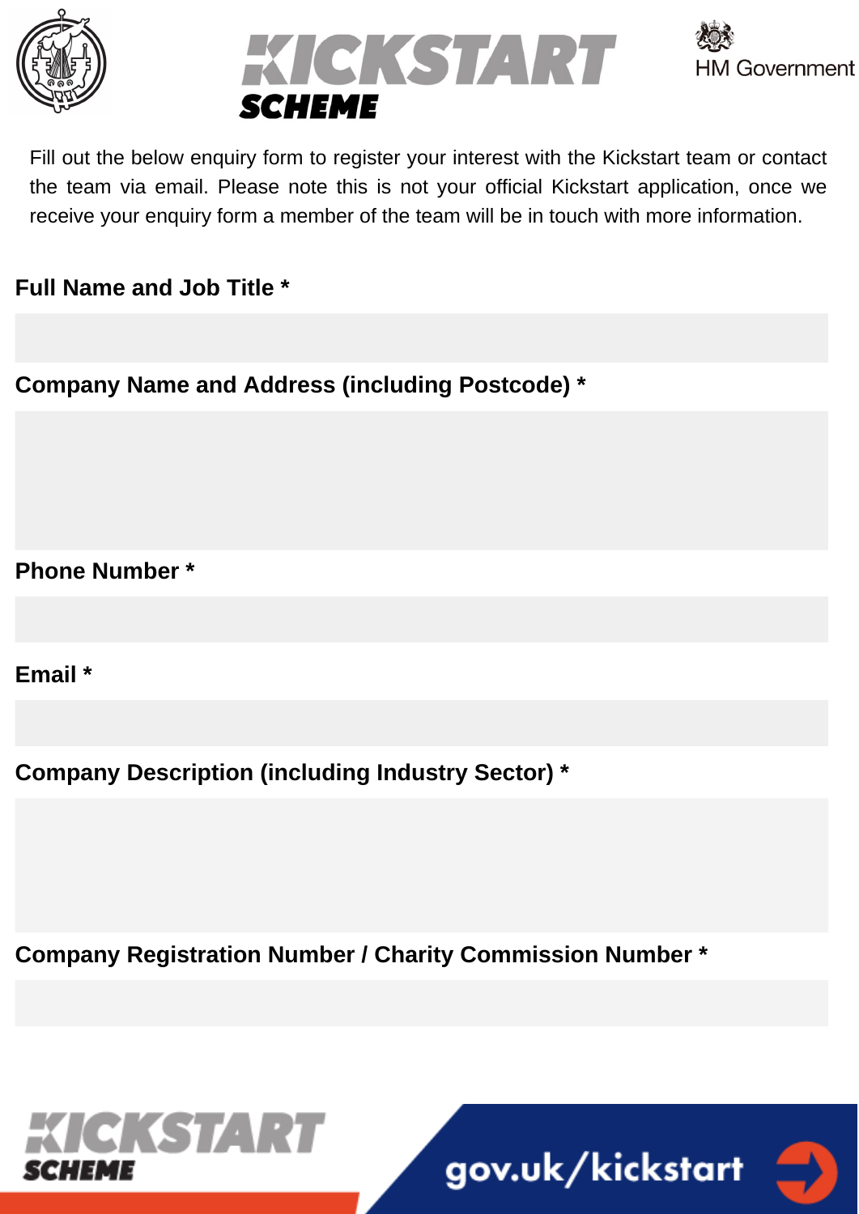# KICKSTART SCHEME

HM Government

Fill out the below enquiry form to register your interest with the Kickstart team or contact the team via email. Please note this is not your official Kickstart application, once we receive your enquiry form a member of the team will be in touch with more information.

**Full Name and Job Title ***

**Company Name and Address (including Postcode) ***

**Phone Number ***

**Email ***

**Company Description (including Industry Sector) ***

**Company Registration Number / Charity Commission Number ***

KICKSTART SCHEME

gov.uk/kickstart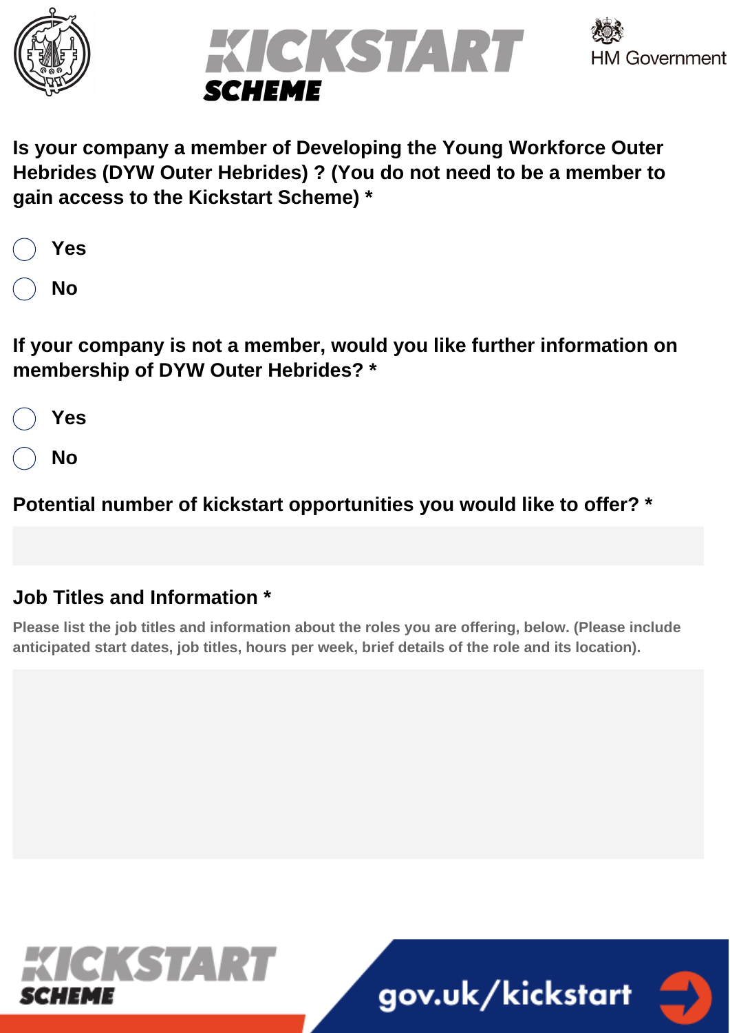**Is your company a member of Developing the Young Workforce Outer Hebrides (DYW Outer Hebrides) ? (You do not need to be a member to gain access to the Kickstart Scheme) ***

- ◯ Yes
- ◯ No

**If your company is not a member, would you like further information on membership of DYW Outer Hebrides? ***

- ◯ Yes
- ◯ No

**Potential number of kickstart opportunities you would like to offer? ***

**Job Titles and Information ***

Please list the job titles and information about the roles you are offering, below. (Please include anticipated start dates, job titles, hours per week, brief details of the role and its location).

gov.uk/kickstart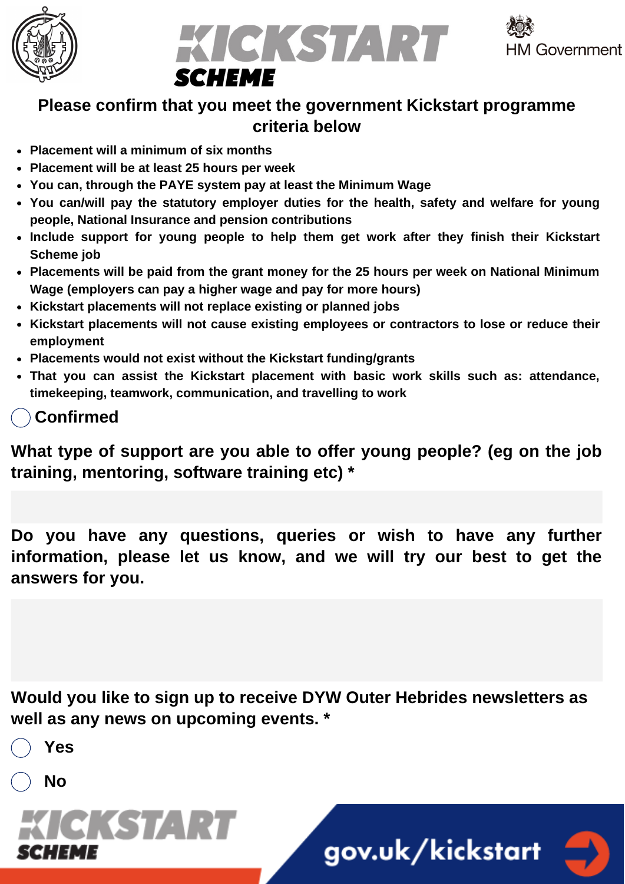KICKSTART SCHEME

HM Government

## Please confirm that you meet the government Kickstart programme criteria below

- **Placement will a minimum of six months**
- **Placement will be at least 25 hours per week**
- **You can, through the PAYE system pay at least the Minimum Wage**
- **You can/will pay the statutory employer duties for the health, safety and welfare for young people, National Insurance and pension contributions**
- **Include support for young people to help them get work after they finish their Kickstart Scheme job**
- **Placements will be paid from the grant money for the 25 hours per week on National Minimum Wage (employers can pay a higher wage and pay for more hours)**
- **Kickstart placements will not replace existing or planned jobs**
- **Kickstart placements will not cause existing employees or contractors to lose or reduce their employment**
- **Placements would not exist without the Kickstart funding/grants**
- **That you can assist the Kickstart placement with basic work skills such as: attendance, timekeeping, teamwork, communication, and travelling to work**

◯ **Confirmed**

**What type of support are you able to offer young people? (eg on the job training, mentoring, software training etc) ***

**Do you have any questions, queries or wish to have any further information, please let us know, and we will try our best to get the answers for you.**

**Would you like to sign up to receive DYW Outer Hebrides newsletters as well as any news on upcoming events. ***

◯ **Yes**

◯ **No**

KICKSTART SCHEME

gov.uk/kickstart